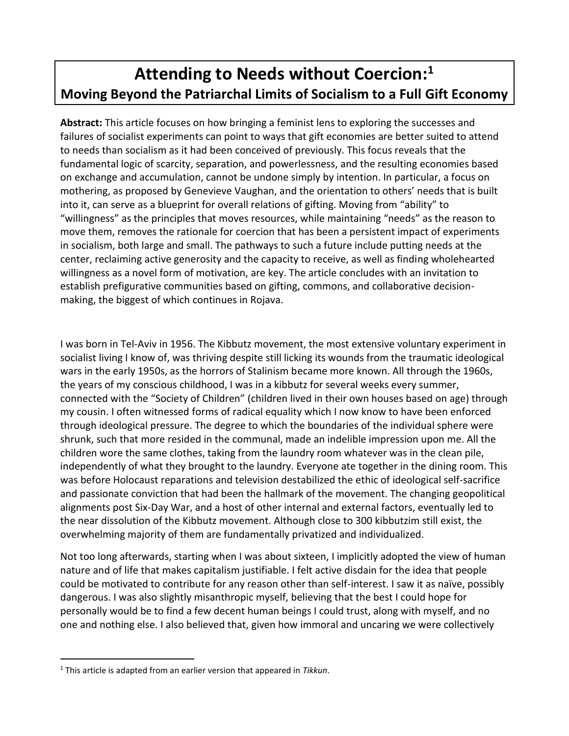# Attending to Needs without Coercion:[1]
## Moving Beyond the Patriarchal Limits of Socialism to a Full Gift Economy

**Abstract:** This article focuses on how bringing a feminist lens to exploring the successes and failures of socialist experiments can point to ways that gift economies are better suited to attend to needs than socialism as it had been conceived of previously. This focus reveals that the fundamental logic of scarcity, separation, and powerlessness, and the resulting economies based on exchange and accumulation, cannot be undone simply by intention. In particular, a focus on mothering, as proposed by Genevieve Vaughan, and the orientation to others' needs that is built into it, can serve as a blueprint for overall relations of gifting. Moving from "ability" to "willingness" as the principles that moves resources, while maintaining "needs" as the reason to move them, removes the rationale for coercion that has been a persistent impact of experiments in socialism, both large and small. The pathways to such a future include putting needs at the center, reclaiming active generosity and the capacity to receive, as well as finding wholehearted willingness as a novel form of motivation, are key. The article concludes with an invitation to establish prefigurative communities based on gifting, commons, and collaborative decision-making, the biggest of which continues in Rojava.

I was born in Tel-Aviv in 1956. The Kibbutz movement, the most extensive voluntary experiment in socialist living I know of, was thriving despite still licking its wounds from the traumatic ideological wars in the early 1950s, as the horrors of Stalinism became more known. All through the 1960s, the years of my conscious childhood, I was in a kibbutz for several weeks every summer, connected with the "Society of Children" (children lived in their own houses based on age) through my cousin. I often witnessed forms of radical equality which I now know to have been enforced through ideological pressure. The degree to which the boundaries of the individual sphere were shrunk, such that more resided in the communal, made an indelible impression upon me. All the children wore the same clothes, taking from the laundry room whatever was in the clean pile, independently of what they brought to the laundry. Everyone ate together in the dining room. This was before Holocaust reparations and television destabilized the ethic of ideological self-sacrifice and passionate conviction that had been the hallmark of the movement. The changing geopolitical alignments post Six-Day War, and a host of other internal and external factors, eventually led to the near dissolution of the Kibbutz movement. Although close to 300 kibbutzim still exist, the overwhelming majority of them are fundamentally privatized and individualized.

Not too long afterwards, starting when I was about sixteen, I implicitly adopted the view of human nature and of life that makes capitalism justifiable. I felt active disdain for the idea that people could be motivated to contribute for any reason other than self-interest. I saw it as naïve, possibly dangerous. I was also slightly misanthropic myself, believing that the best I could hope for personally would be to find a few decent human beings I could trust, along with myself, and no one and nothing else. I also believed that, given how immoral and uncaring we were collectively

[1] This article is adapted from an earlier version that appeared in *Tikkun*.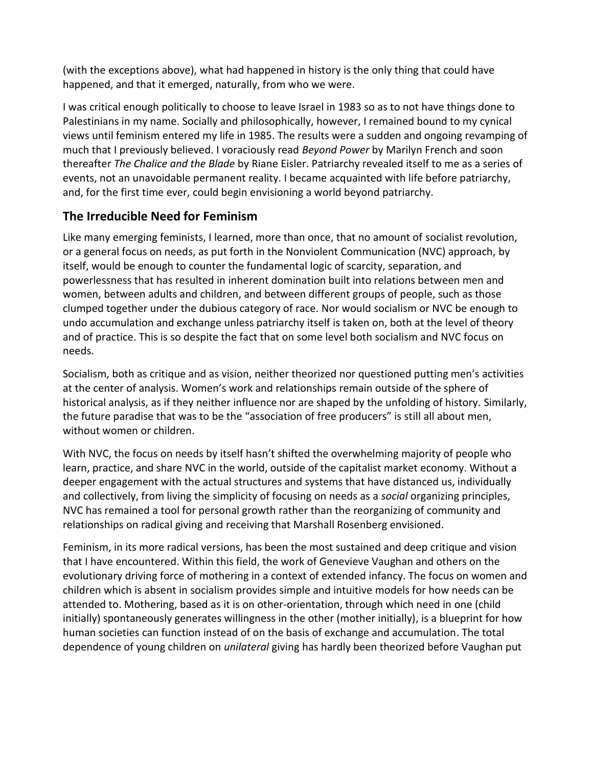(with the exceptions above), what had happened in history is the only thing that could have happened, and that it emerged, naturally, from who we were.

I was critical enough politically to choose to leave Israel in 1983 so as to not have things done to Palestinians in my name. Socially and philosophically, however, I remained bound to my cynical views until feminism entered my life in 1985. The results were a sudden and ongoing revamping of much that I previously believed. I voraciously read *Beyond Power* by Marilyn French and soon thereafter *The Chalice and the Blade* by Riane Eisler. Patriarchy revealed itself to me as a series of events, not an unavoidable permanent reality. I became acquainted with life before patriarchy, and, for the first time ever, could begin envisioning a world beyond patriarchy.

## The Irreducible Need for Feminism

Like many emerging feminists, I learned, more than once, that no amount of socialist revolution, or a general focus on needs, as put forth in the Nonviolent Communication (NVC) approach, by itself, would be enough to counter the fundamental logic of scarcity, separation, and powerlessness that has resulted in inherent domination built into relations between men and women, between adults and children, and between different groups of people, such as those clumped together under the dubious category of race. Nor would socialism or NVC be enough to undo accumulation and exchange unless patriarchy itself is taken on, both at the level of theory and of practice. This is so despite the fact that on some level both socialism and NVC focus on needs.

Socialism, both as critique and as vision, neither theorized nor questioned putting men's activities at the center of analysis. Women's work and relationships remain outside of the sphere of historical analysis, as if they neither influence nor are shaped by the unfolding of history. Similarly, the future paradise that was to be the "association of free producers" is still all about men, without women or children.

With NVC, the focus on needs by itself hasn't shifted the overwhelming majority of people who learn, practice, and share NVC in the world, outside of the capitalist market economy. Without a deeper engagement with the actual structures and systems that have distanced us, individually and collectively, from living the simplicity of focusing on needs as a *social* organizing principles, NVC has remained a tool for personal growth rather than the reorganizing of community and relationships on radical giving and receiving that Marshall Rosenberg envisioned.

Feminism, in its more radical versions, has been the most sustained and deep critique and vision that I have encountered. Within this field, the work of Genevieve Vaughan and others on the evolutionary driving force of mothering in a context of extended infancy. The focus on women and children which is absent in socialism provides simple and intuitive models for how needs can be attended to. Mothering, based as it is on other-orientation, through which need in one (child initially) spontaneously generates willingness in the other (mother initially), is a blueprint for how human societies can function instead of on the basis of exchange and accumulation. The total dependence of young children on *unilateral* giving has hardly been theorized before Vaughan put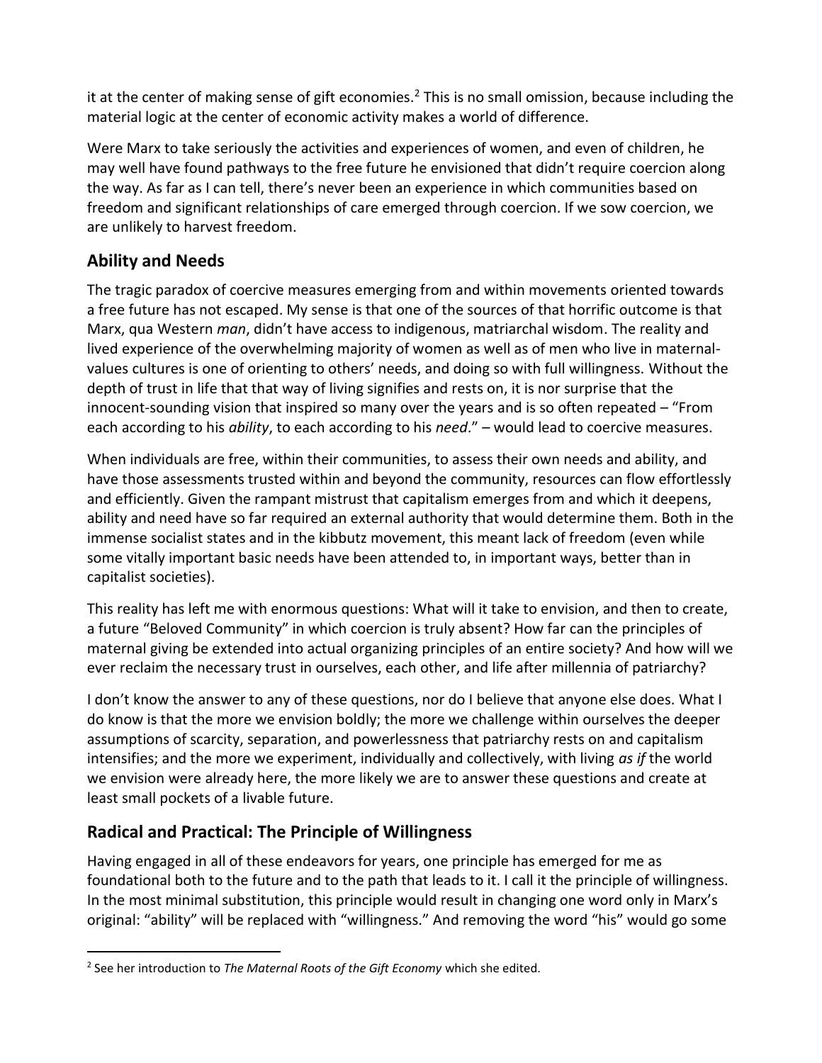it at the center of making sense of gift economies.[2] This is no small omission, because including the material logic at the center of economic activity makes a world of difference.

Were Marx to take seriously the activities and experiences of women, and even of children, he may well have found pathways to the free future he envisioned that didn't require coercion along the way. As far as I can tell, there's never been an experience in which communities based on freedom and significant relationships of care emerged through coercion. If we sow coercion, we are unlikely to harvest freedom.

## Ability and Needs

The tragic paradox of coercive measures emerging from and within movements oriented towards a free future has not escaped. My sense is that one of the sources of that horrific outcome is that Marx, qua Western *man*, didn't have access to indigenous, matriarchal wisdom. The reality and lived experience of the overwhelming majority of women as well as of men who live in maternal-values cultures is one of orienting to others' needs, and doing so with full willingness. Without the depth of trust in life that that way of living signifies and rests on, it is nor surprise that the innocent-sounding vision that inspired so many over the years and is so often repeated – "From each according to his *ability*, to each according to his *need*." – would lead to coercive measures.

When individuals are free, within their communities, to assess their own needs and ability, and have those assessments trusted within and beyond the community, resources can flow effortlessly and efficiently. Given the rampant mistrust that capitalism emerges from and which it deepens, ability and need have so far required an external authority that would determine them. Both in the immense socialist states and in the kibbutz movement, this meant lack of freedom (even while some vitally important basic needs have been attended to, in important ways, better than in capitalist societies).

This reality has left me with enormous questions: What will it take to envision, and then to create, a future "Beloved Community" in which coercion is truly absent? How far can the principles of maternal giving be extended into actual organizing principles of an entire society? And how will we ever reclaim the necessary trust in ourselves, each other, and life after millennia of patriarchy?

I don't know the answer to any of these questions, nor do I believe that anyone else does. What I do know is that the more we envision boldly; the more we challenge within ourselves the deeper assumptions of scarcity, separation, and powerlessness that patriarchy rests on and capitalism intensifies; and the more we experiment, individually and collectively, with living *as if* the world we envision were already here, the more likely we are to answer these questions and create at least small pockets of a livable future.

## Radical and Practical: The Principle of Willingness

Having engaged in all of these endeavors for years, one principle has emerged for me as foundational both to the future and to the path that leads to it. I call it the principle of willingness. In the most minimal substitution, this principle would result in changing one word only in Marx's original: "ability" will be replaced with "willingness." And removing the word "his" would go some

[2] See her introduction to *The Maternal Roots of the Gift Economy* which she edited.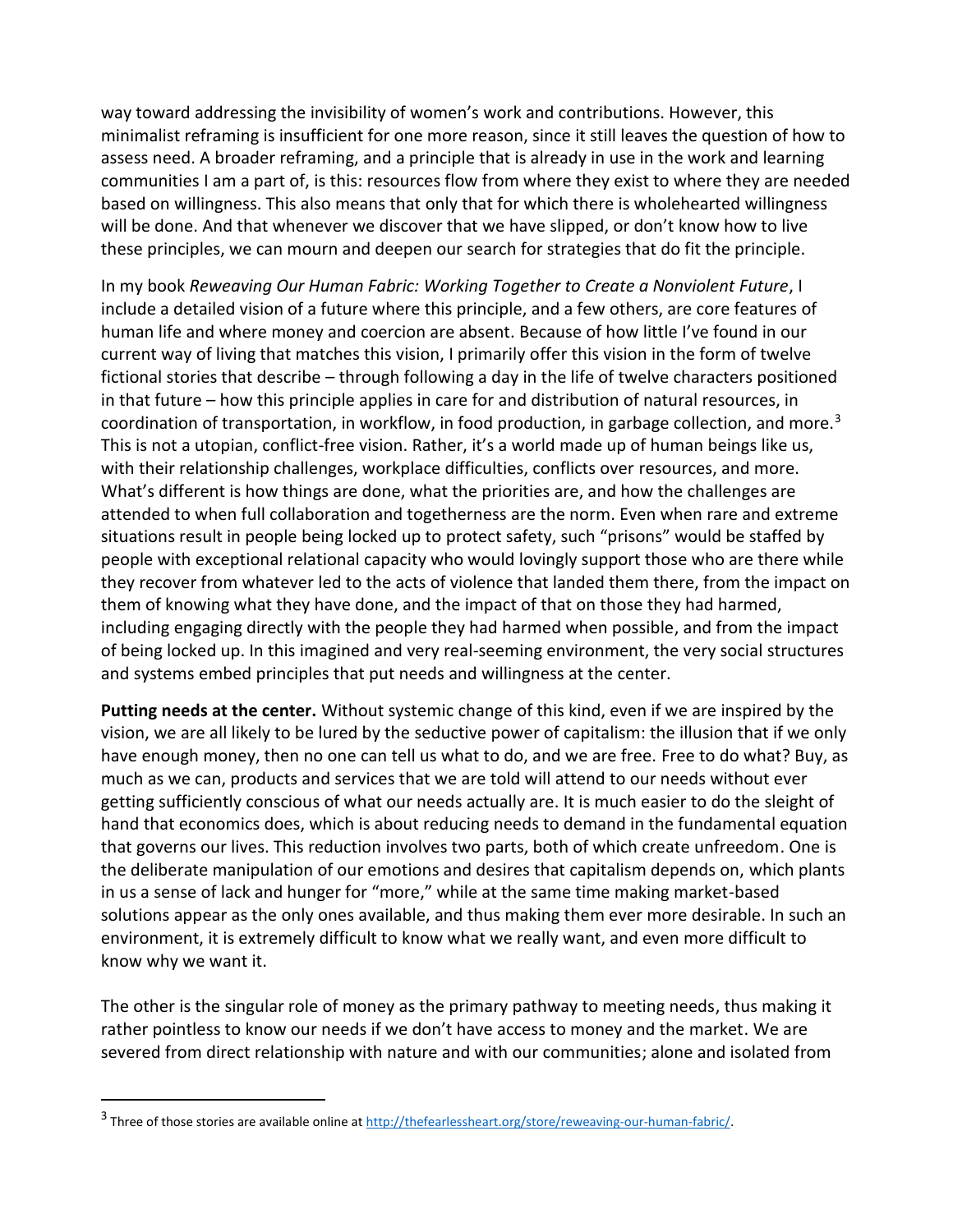way toward addressing the invisibility of women's work and contributions. However, this minimalist reframing is insufficient for one more reason, since it still leaves the question of how to assess need. A broader reframing, and a principle that is already in use in the work and learning communities I am a part of, is this: resources flow from where they exist to where they are needed based on willingness. This also means that only that for which there is wholehearted willingness will be done. And that whenever we discover that we have slipped, or don't know how to live these principles, we can mourn and deepen our search for strategies that do fit the principle.

In my book *Reweaving Our Human Fabric: Working Together to Create a Nonviolent Future*, I include a detailed vision of a future where this principle, and a few others, are core features of human life and where money and coercion are absent. Because of how little I've found in our current way of living that matches this vision, I primarily offer this vision in the form of twelve fictional stories that describe – through following a day in the life of twelve characters positioned in that future – how this principle applies in care for and distribution of natural resources, in coordination of transportation, in workflow, in food production, in garbage collection, and more.[3] This is not a utopian, conflict-free vision. Rather, it's a world made up of human beings like us, with their relationship challenges, workplace difficulties, conflicts over resources, and more. What's different is how things are done, what the priorities are, and how the challenges are attended to when full collaboration and togetherness are the norm. Even when rare and extreme situations result in people being locked up to protect safety, such "prisons" would be staffed by people with exceptional relational capacity who would lovingly support those who are there while they recover from whatever led to the acts of violence that landed them there, from the impact on them of knowing what they have done, and the impact of that on those they had harmed, including engaging directly with the people they had harmed when possible, and from the impact of being locked up. In this imagined and very real-seeming environment, the very social structures and systems embed principles that put needs and willingness at the center.

**Putting needs at the center.** Without systemic change of this kind, even if we are inspired by the vision, we are all likely to be lured by the seductive power of capitalism: the illusion that if we only have enough money, then no one can tell us what to do, and we are free. Free to do what? Buy, as much as we can, products and services that we are told will attend to our needs without ever getting sufficiently conscious of what our needs actually are. It is much easier to do the sleight of hand that economics does, which is about reducing needs to demand in the fundamental equation that governs our lives. This reduction involves two parts, both of which create unfreedom. One is the deliberate manipulation of our emotions and desires that capitalism depends on, which plants in us a sense of lack and hunger for "more," while at the same time making market-based solutions appear as the only ones available, and thus making them ever more desirable. In such an environment, it is extremely difficult to know what we really want, and even more difficult to know why we want it.

The other is the singular role of money as the primary pathway to meeting needs, thus making it rather pointless to know our needs if we don't have access to money and the market. We are severed from direct relationship with nature and with our communities; alone and isolated from

---

[3] Three of those stories are available online at http://thefearlessheart.org/store/reweaving-our-human-fabric/.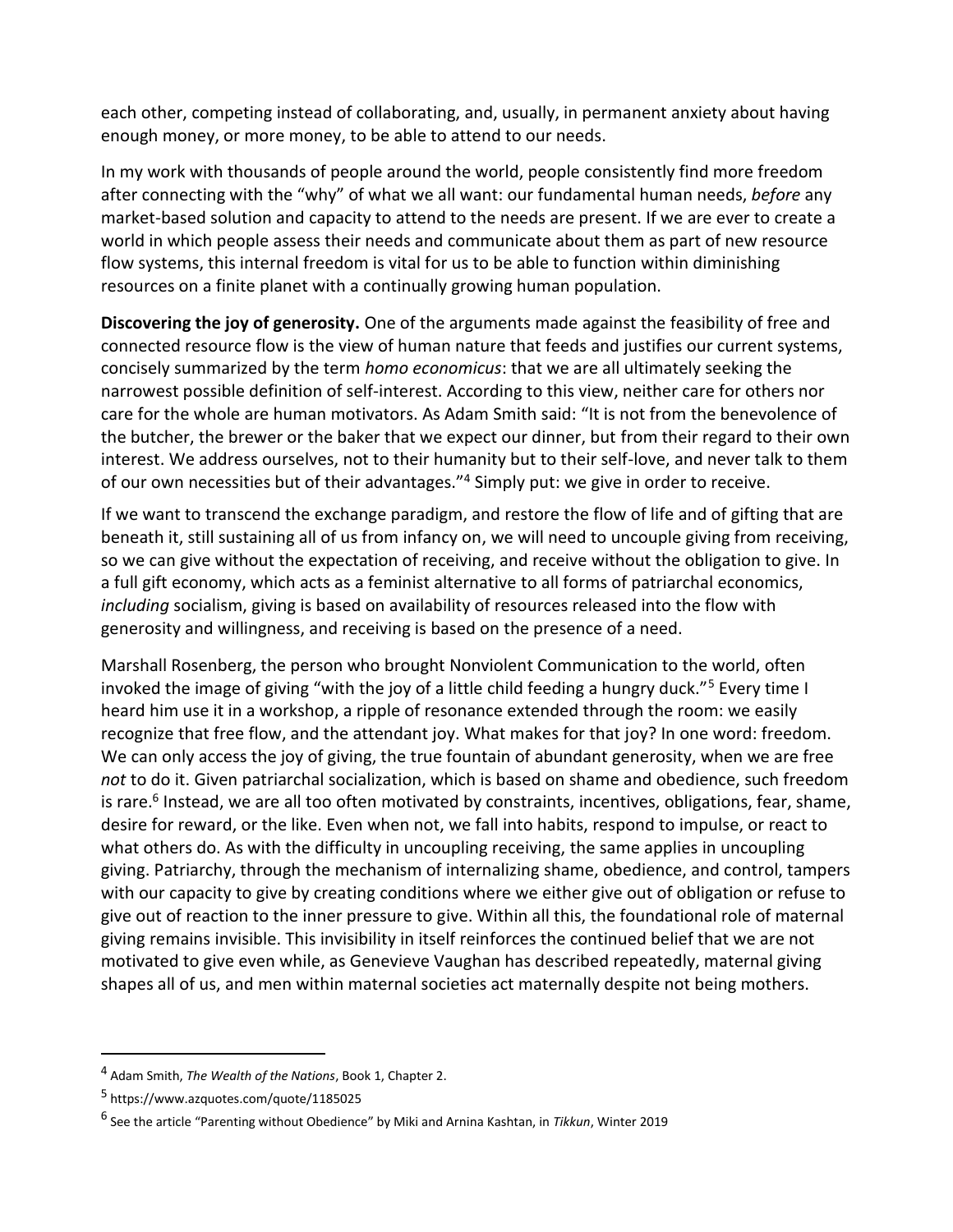each other, competing instead of collaborating, and, usually, in permanent anxiety about having enough money, or more money, to be able to attend to our needs.

In my work with thousands of people around the world, people consistently find more freedom after connecting with the "why" of what we all want: our fundamental human needs, *before* any market-based solution and capacity to attend to the needs are present. If we are ever to create a world in which people assess their needs and communicate about them as part of new resource flow systems, this internal freedom is vital for us to be able to function within diminishing resources on a finite planet with a continually growing human population.

**Discovering the joy of generosity.** One of the arguments made against the feasibility of free and connected resource flow is the view of human nature that feeds and justifies our current systems, concisely summarized by the term *homo economicus*: that we are all ultimately seeking the narrowest possible definition of self-interest. According to this view, neither care for others nor care for the whole are human motivators. As Adam Smith said: "It is not from the benevolence of the butcher, the brewer or the baker that we expect our dinner, but from their regard to their own interest. We address ourselves, not to their humanity but to their self-love, and never talk to them of our own necessities but of their advantages."[4] Simply put: we give in order to receive.

If we want to transcend the exchange paradigm, and restore the flow of life and of gifting that are beneath it, still sustaining all of us from infancy on, we will need to uncouple giving from receiving, so we can give without the expectation of receiving, and receive without the obligation to give. In a full gift economy, which acts as a feminist alternative to all forms of patriarchal economics, *including* socialism, giving is based on availability of resources released into the flow with generosity and willingness, and receiving is based on the presence of a need.

Marshall Rosenberg, the person who brought Nonviolent Communication to the world, often invoked the image of giving "with the joy of a little child feeding a hungry duck."[5] Every time I heard him use it in a workshop, a ripple of resonance extended through the room: we easily recognize that free flow, and the attendant joy. What makes for that joy? In one word: freedom. We can only access the joy of giving, the true fountain of abundant generosity, when we are free *not* to do it. Given patriarchal socialization, which is based on shame and obedience, such freedom is rare.[6] Instead, we are all too often motivated by constraints, incentives, obligations, fear, shame, desire for reward, or the like. Even when not, we fall into habits, respond to impulse, or react to what others do. As with the difficulty in uncoupling receiving, the same applies in uncoupling giving. Patriarchy, through the mechanism of internalizing shame, obedience, and control, tampers with our capacity to give by creating conditions where we either give out of obligation or refuse to give out of reaction to the inner pressure to give. Within all this, the foundational role of maternal giving remains invisible. This invisibility in itself reinforces the continued belief that we are not motivated to give even while, as Genevieve Vaughan has described repeatedly, maternal giving shapes all of us, and men within maternal societies act maternally despite not being mothers.

---

[4] Adam Smith, *The Wealth of the Nations*, Book 1, Chapter 2.

[5] https://www.azquotes.com/quote/1185025

[6] See the article "Parenting without Obedience" by Miki and Arnina Kashtan, in *Tikkun*, Winter 2019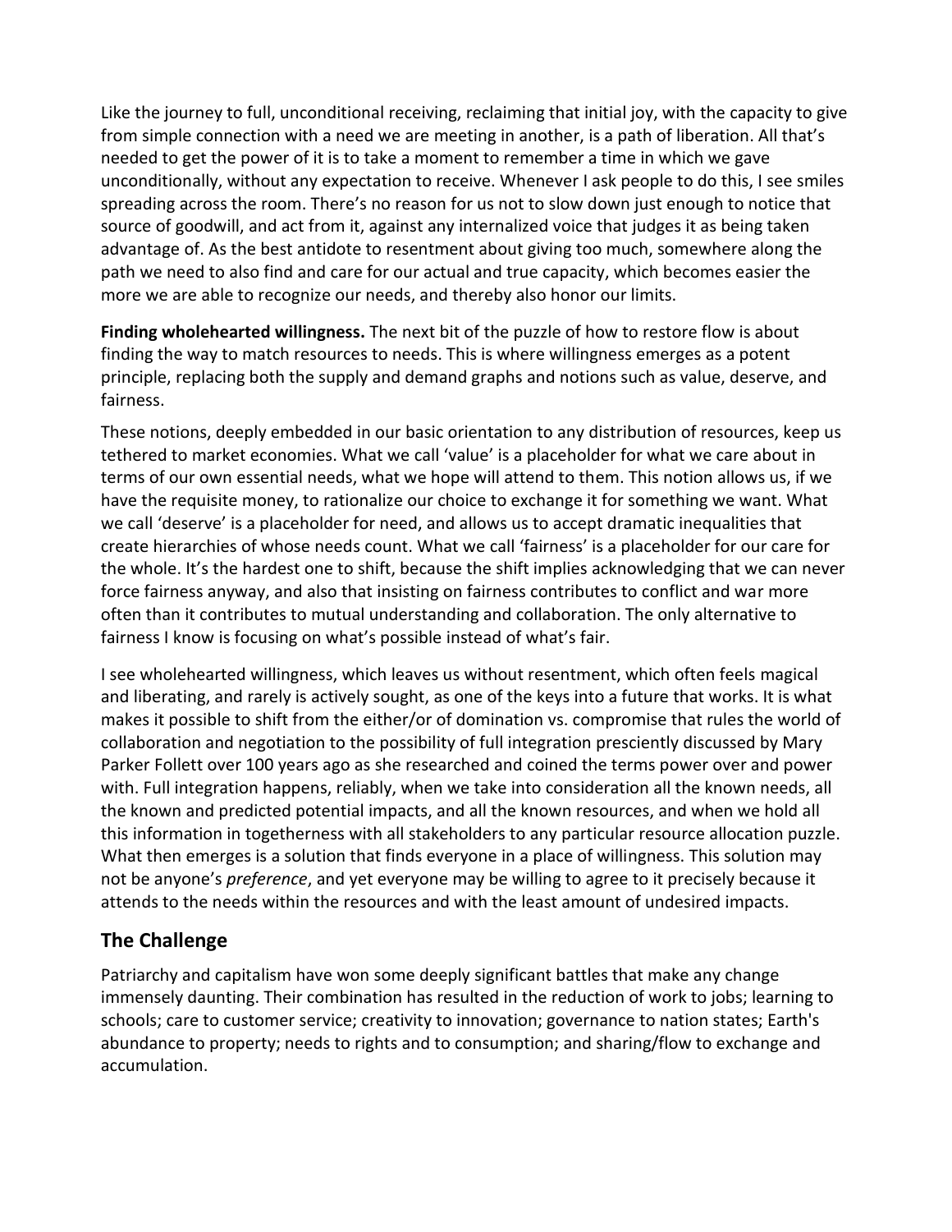Like the journey to full, unconditional receiving, reclaiming that initial joy, with the capacity to give from simple connection with a need we are meeting in another, is a path of liberation. All that's needed to get the power of it is to take a moment to remember a time in which we gave unconditionally, without any expectation to receive. Whenever I ask people to do this, I see smiles spreading across the room. There's no reason for us not to slow down just enough to notice that source of goodwill, and act from it, against any internalized voice that judges it as being taken advantage of. As the best antidote to resentment about giving too much, somewhere along the path we need to also find and care for our actual and true capacity, which becomes easier the more we are able to recognize our needs, and thereby also honor our limits.

**Finding wholehearted willingness.** The next bit of the puzzle of how to restore flow is about finding the way to match resources to needs. This is where willingness emerges as a potent principle, replacing both the supply and demand graphs and notions such as value, deserve, and fairness.

These notions, deeply embedded in our basic orientation to any distribution of resources, keep us tethered to market economies. What we call 'value' is a placeholder for what we care about in terms of our own essential needs, what we hope will attend to them. This notion allows us, if we have the requisite money, to rationalize our choice to exchange it for something we want. What we call 'deserve' is a placeholder for need, and allows us to accept dramatic inequalities that create hierarchies of whose needs count. What we call 'fairness' is a placeholder for our care for the whole. It's the hardest one to shift, because the shift implies acknowledging that we can never force fairness anyway, and also that insisting on fairness contributes to conflict and war more often than it contributes to mutual understanding and collaboration. The only alternative to fairness I know is focusing on what's possible instead of what's fair.

I see wholehearted willingness, which leaves us without resentment, which often feels magical and liberating, and rarely is actively sought, as one of the keys into a future that works. It is what makes it possible to shift from the either/or of domination vs. compromise that rules the world of collaboration and negotiation to the possibility of full integration presciently discussed by Mary Parker Follett over 100 years ago as she researched and coined the terms power over and power with. Full integration happens, reliably, when we take into consideration all the known needs, all the known and predicted potential impacts, and all the known resources, and when we hold all this information in togetherness with all stakeholders to any particular resource allocation puzzle. What then emerges is a solution that finds everyone in a place of willingness. This solution may not be anyone's *preference*, and yet everyone may be willing to agree to it precisely because it attends to the needs within the resources and with the least amount of undesired impacts.

## The Challenge

Patriarchy and capitalism have won some deeply significant battles that make any change immensely daunting. Their combination has resulted in the reduction of work to jobs; learning to schools; care to customer service; creativity to innovation; governance to nation states; Earth's abundance to property; needs to rights and to consumption; and sharing/flow to exchange and accumulation.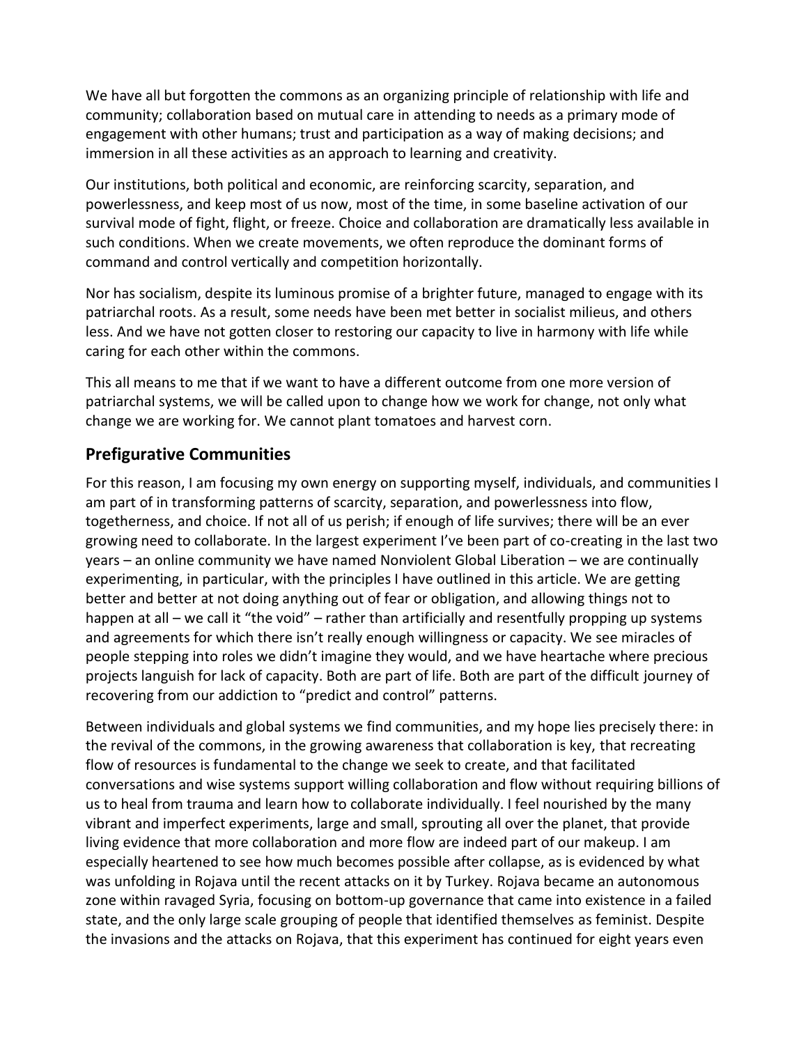We have all but forgotten the commons as an organizing principle of relationship with life and community; collaboration based on mutual care in attending to needs as a primary mode of engagement with other humans; trust and participation as a way of making decisions; and immersion in all these activities as an approach to learning and creativity.

Our institutions, both political and economic, are reinforcing scarcity, separation, and powerlessness, and keep most of us now, most of the time, in some baseline activation of our survival mode of fight, flight, or freeze. Choice and collaboration are dramatically less available in such conditions. When we create movements, we often reproduce the dominant forms of command and control vertically and competition horizontally.

Nor has socialism, despite its luminous promise of a brighter future, managed to engage with its patriarchal roots. As a result, some needs have been met better in socialist milieus, and others less. And we have not gotten closer to restoring our capacity to live in harmony with life while caring for each other within the commons.

This all means to me that if we want to have a different outcome from one more version of patriarchal systems, we will be called upon to change how we work for change, not only what change we are working for. We cannot plant tomatoes and harvest corn.

## Prefigurative Communities

For this reason, I am focusing my own energy on supporting myself, individuals, and communities I am part of in transforming patterns of scarcity, separation, and powerlessness into flow, togetherness, and choice. If not all of us perish; if enough of life survives; there will be an ever growing need to collaborate. In the largest experiment I've been part of co-creating in the last two years – an online community we have named Nonviolent Global Liberation – we are continually experimenting, in particular, with the principles I have outlined in this article. We are getting better and better at not doing anything out of fear or obligation, and allowing things not to happen at all – we call it "the void" – rather than artificially and resentfully propping up systems and agreements for which there isn't really enough willingness or capacity. We see miracles of people stepping into roles we didn't imagine they would, and we have heartache where precious projects languish for lack of capacity. Both are part of life. Both are part of the difficult journey of recovering from our addiction to "predict and control" patterns.

Between individuals and global systems we find communities, and my hope lies precisely there: in the revival of the commons, in the growing awareness that collaboration is key, that recreating flow of resources is fundamental to the change we seek to create, and that facilitated conversations and wise systems support willing collaboration and flow without requiring billions of us to heal from trauma and learn how to collaborate individually. I feel nourished by the many vibrant and imperfect experiments, large and small, sprouting all over the planet, that provide living evidence that more collaboration and more flow are indeed part of our makeup. I am especially heartened to see how much becomes possible after collapse, as is evidenced by what was unfolding in Rojava until the recent attacks on it by Turkey. Rojava became an autonomous zone within ravaged Syria, focusing on bottom-up governance that came into existence in a failed state, and the only large scale grouping of people that identified themselves as feminist. Despite the invasions and the attacks on Rojava, that this experiment has continued for eight years even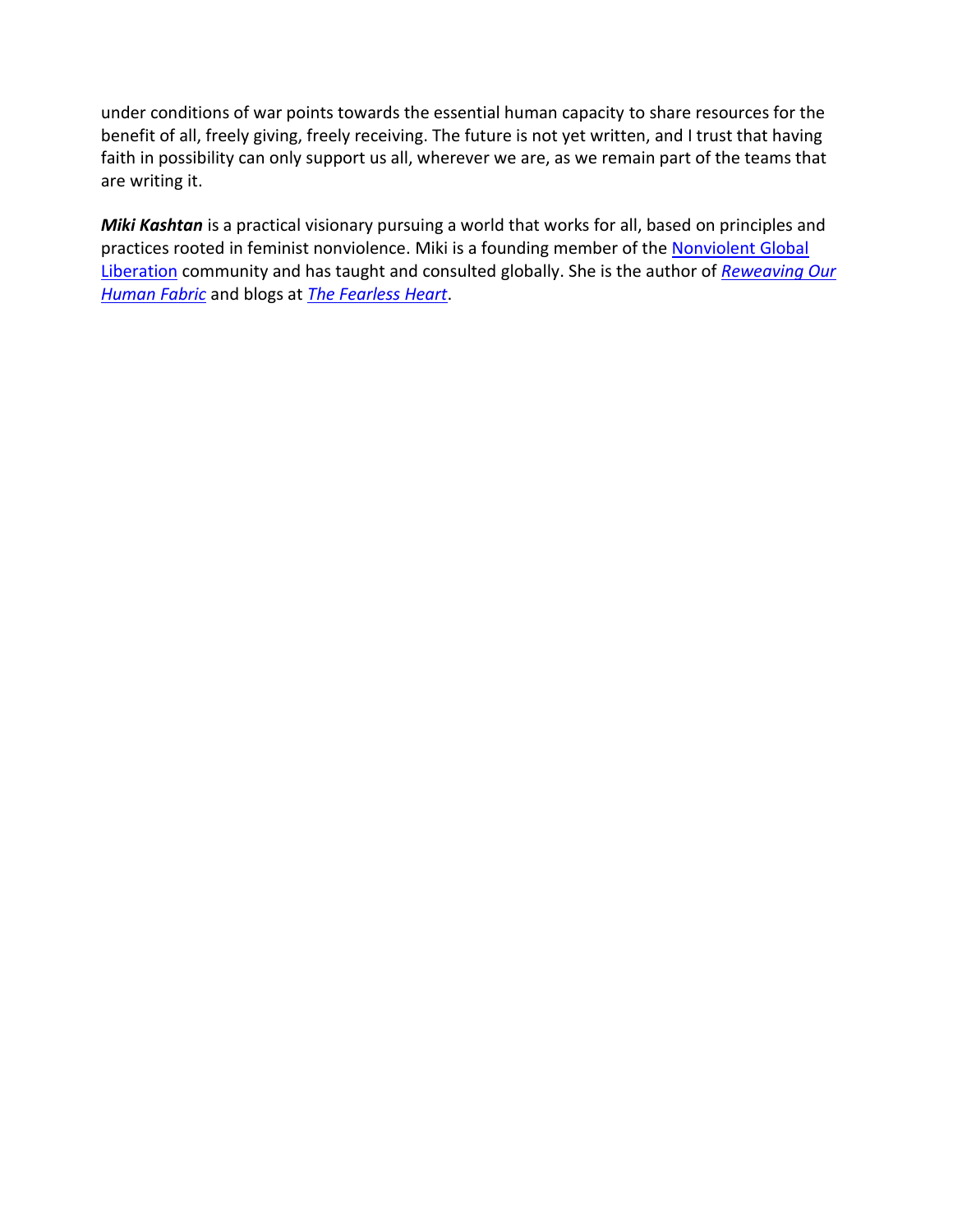under conditions of war points towards the essential human capacity to share resources for the benefit of all, freely giving, freely receiving. The future is not yet written, and I trust that having faith in possibility can only support us all, wherever we are, as we remain part of the teams that are writing it.

***Miki Kashtan*** is a practical visionary pursuing a world that works for all, based on principles and practices rooted in feminist nonviolence. Miki is a founding member of the Nonviolent Global Liberation community and has taught and consulted globally. She is the author of *Reweaving Our Human Fabric* and blogs at *The Fearless Heart*.